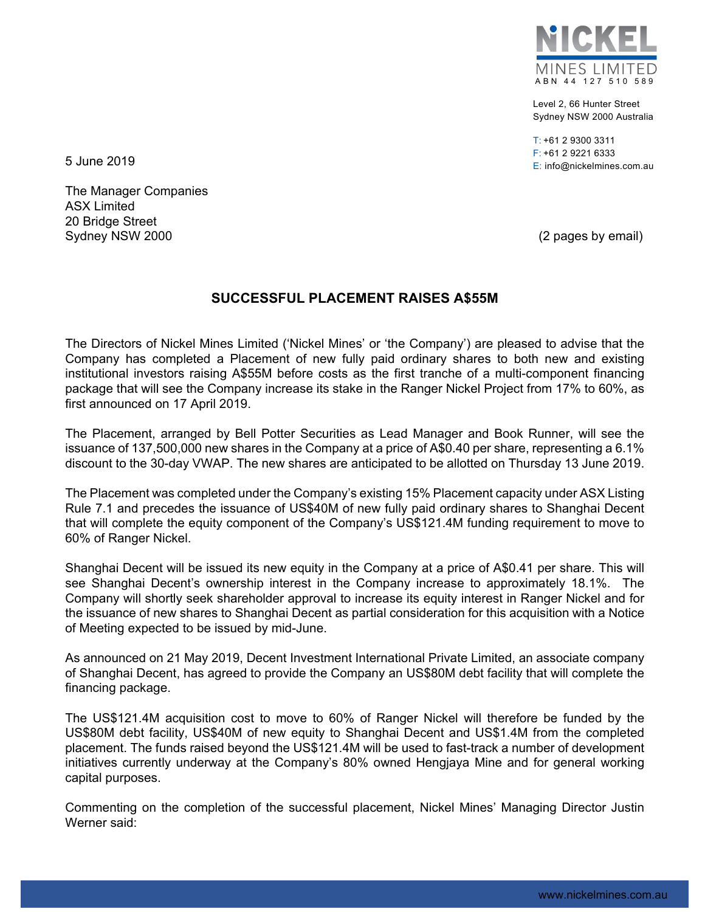NICKEL MINES LIMITED
ABN 44 127 510 589

Level 2, 66 Hunter Street
Sydney NSW 2000 Australia

T: +61 2 9300 3311
F: +61 2 9221 6333
E: info@nickelmines.com.au

5 June 2019

The Manager Companies
ASX Limited
20 Bridge Street
Sydney NSW 2000

(2 pages by email)

## SUCCESSFUL PLACEMENT RAISES A$55M

The Directors of Nickel Mines Limited ('Nickel Mines' or 'the Company') are pleased to advise that the Company has completed a Placement of new fully paid ordinary shares to both new and existing institutional investors raising A$55M before costs as the first tranche of a multi-component financing package that will see the Company increase its stake in the Ranger Nickel Project from 17% to 60%, as first announced on 17 April 2019.

The Placement, arranged by Bell Potter Securities as Lead Manager and Book Runner, will see the issuance of 137,500,000 new shares in the Company at a price of A$0.40 per share, representing a 6.1% discount to the 30-day VWAP. The new shares are anticipated to be allotted on Thursday 13 June 2019.

The Placement was completed under the Company's existing 15% Placement capacity under ASX Listing Rule 7.1 and precedes the issuance of US$40M of new fully paid ordinary shares to Shanghai Decent that will complete the equity component of the Company's US$121.4M funding requirement to move to 60% of Ranger Nickel.

Shanghai Decent will be issued its new equity in the Company at a price of A$0.41 per share. This will see Shanghai Decent's ownership interest in the Company increase to approximately 18.1%. The Company will shortly seek shareholder approval to increase its equity interest in Ranger Nickel and for the issuance of new shares to Shanghai Decent as partial consideration for this acquisition with a Notice of Meeting expected to be issued by mid-June.

As announced on 21 May 2019, Decent Investment International Private Limited, an associate company of Shanghai Decent, has agreed to provide the Company an US$80M debt facility that will complete the financing package.

The US$121.4M acquisition cost to move to 60% of Ranger Nickel will therefore be funded by the US$80M debt facility, US$40M of new equity to Shanghai Decent and US$1.4M from the completed placement. The funds raised beyond the US$121.4M will be used to fast-track a number of development initiatives currently underway at the Company's 80% owned Hengjaya Mine and for general working capital purposes.

Commenting on the completion of the successful placement, Nickel Mines' Managing Director Justin Werner said:

www.nickelmines.com.au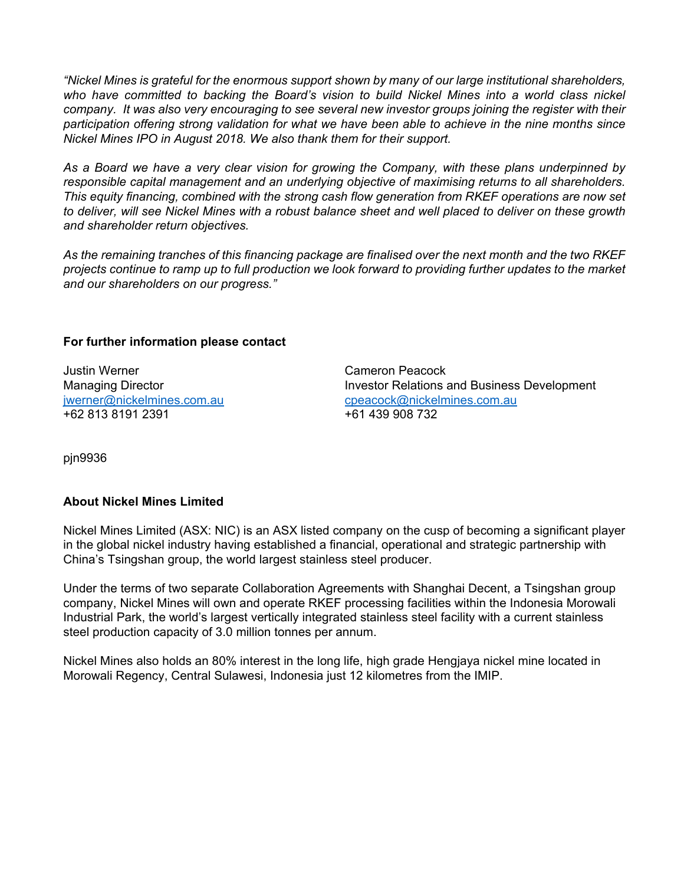*"Nickel Mines is grateful for the enormous support shown by many of our large institutional shareholders, who have committed to backing the Board's vision to build Nickel Mines into a world class nickel company. It was also very encouraging to see several new investor groups joining the register with their participation offering strong validation for what we have been able to achieve in the nine months since Nickel Mines IPO in August 2018. We also thank them for their support.*

*As a Board we have a very clear vision for growing the Company, with these plans underpinned by responsible capital management and an underlying objective of maximising returns to all shareholders. This equity financing, combined with the strong cash flow generation from RKEF operations are now set to deliver, will see Nickel Mines with a robust balance sheet and well placed to deliver on these growth and shareholder return objectives.*

*As the remaining tranches of this financing package are finalised over the next month and the two RKEF projects continue to ramp up to full production we look forward to providing further updates to the market and our shareholders on our progress."*

**For further information please contact**

Justin Werner
Managing Director
jwerner@nickelmines.com.au
+62 813 8191 2391

Cameron Peacock
Investor Relations and Business Development
cpeacock@nickelmines.com.au
+61 439 908 732

pjn9936

**About Nickel Mines Limited**

Nickel Mines Limited (ASX: NIC) is an ASX listed company on the cusp of becoming a significant player in the global nickel industry having established a financial, operational and strategic partnership with China's Tsingshan group, the world largest stainless steel producer.

Under the terms of two separate Collaboration Agreements with Shanghai Decent, a Tsingshan group company, Nickel Mines will own and operate RKEF processing facilities within the Indonesia Morowali Industrial Park, the world's largest vertically integrated stainless steel facility with a current stainless steel production capacity of 3.0 million tonnes per annum.

Nickel Mines also holds an 80% interest in the long life, high grade Hengjaya nickel mine located in Morowali Regency, Central Sulawesi, Indonesia just 12 kilometres from the IMIP.